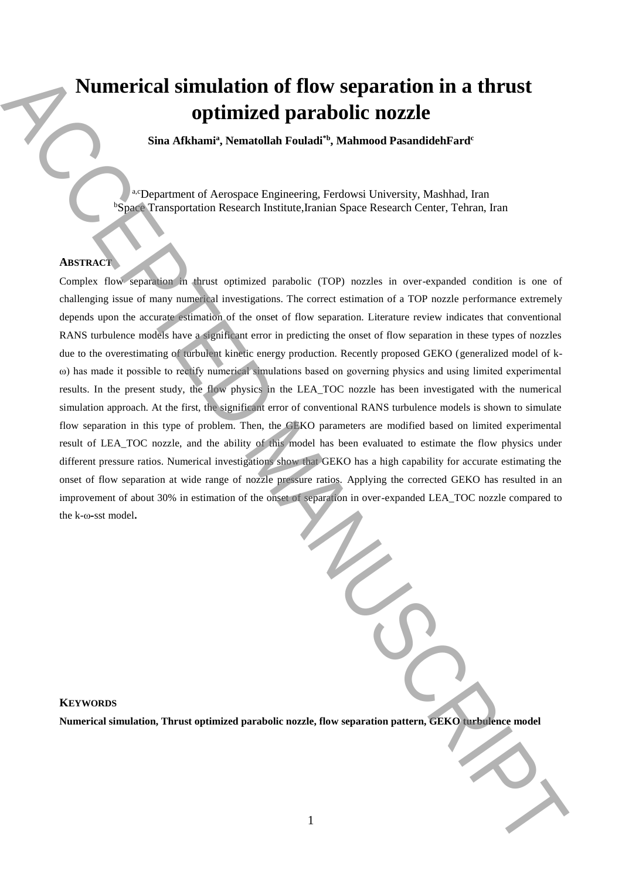# Numerical simulation of flow separation in a thrust optimized parabolic nozzle

**Sina Afkhami[a], Nematollah Fouladi[*b], Mahmood PasandidehFard[c]**

[a,c]Department of Aerospace Engineering, Ferdowsi University, Mashhad, Iran
[b]Space Transportation Research Institute,Iranian Space Research Center, Tehran, Iran

## ABSTRACT

Complex flow separation in thrust optimized parabolic (TOP) nozzles in over-expanded condition is one of challenging issue of many numerical investigations. The correct estimation of a TOP nozzle performance extremely depends upon the accurate estimation of the onset of flow separation. Literature review indicates that conventional RANS turbulence models have a significant error in predicting the onset of flow separation in these types of nozzles due to the overestimating of turbulent kinetic energy production. Recently proposed GEKO (generalized model of k-ω) has made it possible to rectify numerical simulations based on governing physics and using limited experimental results. In the present study, the flow physics in the LEA_TOC nozzle has been investigated with the numerical simulation approach. At the first, the significant error of conventional RANS turbulence models is shown to simulate flow separation in this type of problem. Then, the GEKO parameters are modified based on limited experimental result of LEA_TOC nozzle, and the ability of this model has been evaluated to estimate the flow physics under different pressure ratios. Numerical investigations show that GEKO has a high capability for accurate estimating the onset of flow separation at wide range of nozzle pressure ratios. Applying the corrected GEKO has resulted in an improvement of about 30% in estimation of the onset of separation in over-expanded LEA_TOC nozzle compared to the k-ω-sst model.

## KEYWORDS

**Numerical simulation, Thrust optimized parabolic nozzle, flow separation pattern, GEKO turbulence model**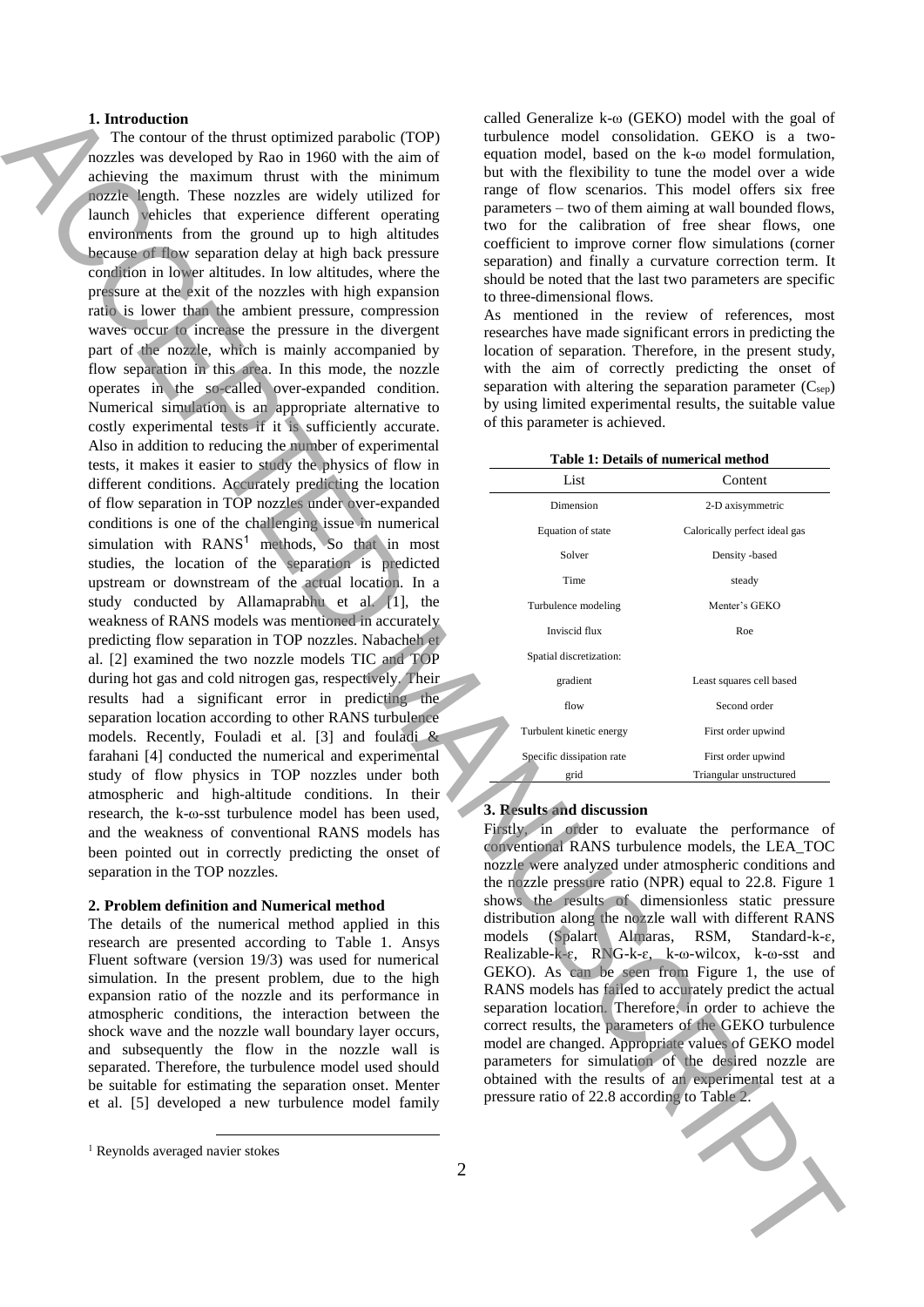## 1. Introduction

The contour of the thrust optimized parabolic (TOP) nozzles was developed by Rao in 1960 with the aim of achieving the maximum thrust with the minimum nozzle length. These nozzles are widely utilized for launch vehicles that experience different operating environments from the ground up to high altitudes because of flow separation delay at high back pressure condition in lower altitudes. In low altitudes, where the pressure at the exit of the nozzles with high expansion ratio is lower than the ambient pressure, compression waves occur to increase the pressure in the divergent part of the nozzle, which is mainly accompanied by flow separation in this area. In this mode, the nozzle operates in the so-called over-expanded condition. Numerical simulation is an appropriate alternative to costly experimental tests if it is sufficiently accurate. Also in addition to reducing the number of experimental tests, it makes it easier to study the physics of flow in different conditions. Accurately predicting the location of flow separation in TOP nozzles under over-expanded conditions is one of the challenging issue in numerical simulation with RANS[1] methods, So that in most studies, the location of the separation is predicted upstream or downstream of the actual location. In a study conducted by Allamaprabhu et al. [1], the weakness of RANS models was mentioned in accurately predicting flow separation in TOP nozzles. Nabacheh et al. [2] examined the two nozzle models TIC and TOP during hot gas and cold nitrogen gas, respectively. Their results had a significant error in predicting the separation location according to other RANS turbulence models. Recently, Fouladi et al. [3] and fouladi & farahani [4] conducted the numerical and experimental study of flow physics in TOP nozzles under both atmospheric and high-altitude conditions. In their research, the k-ω-sst turbulence model has been used, and the weakness of conventional RANS models has been pointed out in correctly predicting the onset of separation in the TOP nozzles.

## 2. Problem definition and Numerical method

The details of the numerical method applied in this research are presented according to Table 1. Ansys Fluent software (version 19/3) was used for numerical simulation. In the present problem, due to the high expansion ratio of the nozzle and its performance in atmospheric conditions, the interaction between the shock wave and the nozzle wall boundary layer occurs, and subsequently the flow in the nozzle wall is separated. Therefore, the turbulence model used should be suitable for estimating the separation onset. Menter et al. [5] developed a new turbulence model family called Generalize k-ω (GEKO) model with the goal of turbulence model consolidation. GEKO is a two-equation model, based on the k-ω model formulation, but with the flexibility to tune the model over a wide range of flow scenarios. This model offers six free parameters – two of them aiming at wall bounded flows, two for the calibration of free shear flows, one coefficient to improve corner flow simulations (corner separation) and finally a curvature correction term. It should be noted that the last two parameters are specific to three-dimensional flows.

As mentioned in the review of references, most researches have made significant errors in predicting the location of separation. Therefore, in the present study, with the aim of correctly predicting the onset of separation with altering the separation parameter ($C_{sep}$) by using limited experimental results, the suitable value of this parameter is achieved.

**Table 1: Details of numerical method**

| List | Content |
|---|---|
| Dimension | 2-D axisymmetric |
| Equation of state | Calorically perfect ideal gas |
| Solver | Density -based |
| Time | steady |
| Turbulence modeling | Menter's GEKO |
| Inviscid flux | Roe |
| Spatial discretization: | |
| gradient | Least squares cell based |
| flow | Second order |
| Turbulent kinetic energy | First order upwind |
| Specific dissipation rate | First order upwind |
| grid | Triangular unstructured |

## 3. Results and discussion

Firstly, in order to evaluate the performance of conventional RANS turbulence models, the LEA_TOC nozzle were analyzed under atmospheric conditions and the nozzle pressure ratio (NPR) equal to 22.8. Figure 1 shows the results of dimensionless static pressure distribution along the nozzle wall with different RANS models (Spalart Almaras, RSM, Standard-k-ε, Realizable-k-ε, RNG-k-ε, k-ω-wilcox, k-ω-sst and GEKO). As can be seen from Figure 1, the use of RANS models has failed to accurately predict the actual separation location. Therefore, in order to achieve the correct results, the parameters of the GEKO turbulence model are changed. Appropriate values of GEKO model parameters for simulation of the desired nozzle are obtained with the results of an experimental test at a pressure ratio of 22.8 according to Table 2.

[1] Reynolds averaged navier stokes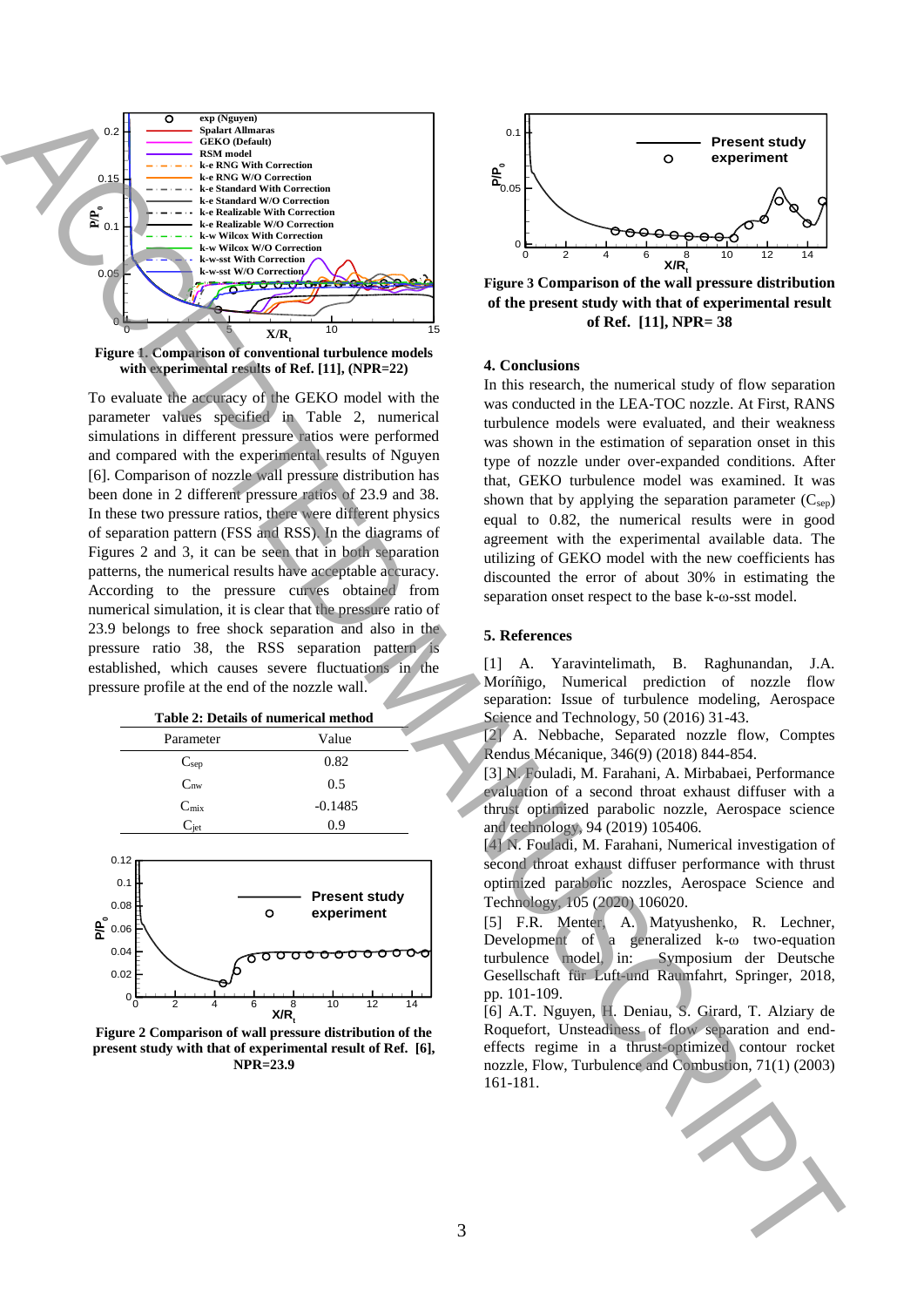exp (Nguyen)
Spalart Allmaras
GEKO (Default)
RSM model
k-e RNG With Correction
k-e RNG W/O Correction
k-e Standard With Correction
k-e Standard W/O Correction
k-e Realizable With Correction
k-e Realizable W/O Correction
k-w Wilcox With Correction
k-w Wilcox W/O Correction
k-w-sst With Correction
k-w-sst W/O Correction

P/P0
0.2
0.15
0.1
0.05
0

X/Rt
0
5
10
15

**Figure 1. Comparison of conventional turbulence models with experimental results of Ref. [11], (NPR=22)**

To evaluate the accuracy of the GEKO model with the parameter values specified in Table 2, numerical simulations in different pressure ratios were performed and compared with the experimental results of Nguyen [6]. Comparison of nozzle wall pressure distribution has been done in 2 different pressure ratios of 23.9 and 38. In these two pressure ratios, there were different physics of separation pattern (FSS and RSS). In the diagrams of Figures 2 and 3, it can be seen that in both separation patterns, the numerical results have acceptable accuracy. According to the pressure curves obtained from numerical simulation, it is clear that the pressure ratio of 23.9 belongs to free shock separation and also in the pressure ratio 38, the RSS separation pattern is established, which causes severe fluctuations in the pressure profile at the end of the nozzle wall.

**Table 2: Details of numerical method**

| Parameter | Value |
|---|---|
| $C_{sep}$ | 0.82 |
| $C_{nw}$ | 0.5 |
| $C_{mix}$ | -0.1485 |
| $C_{jet}$ | 0.9 |

Present study
experiment

P/P0
0.12
0.1
0.08
0.06
0.04
0.02
0

X/Rt
0
2
4
6
8
10
12
14

**Figure 2 Comparison of wall pressure distribution of the present study with that of experimental result of Ref. [6], NPR=23.9**

Present study
experiment

P/P0
0.1
0.05
0

X/Rt
0
2
4
6
8
10
12
14

**Figure 3 Comparison of the wall pressure distribution of the present study with that of experimental result of Ref. [11], NPR= 38**

## 4. Conclusions

In this research, the numerical study of flow separation was conducted in the LEA-TOC nozzle. At First, RANS turbulence models were evaluated, and their weakness was shown in the estimation of separation onset in this type of nozzle under over-expanded conditions. After that, GEKO turbulence model was examined. It was shown that by applying the separation parameter ($C_{sep}$) equal to 0.82, the numerical results were in good agreement with the experimental available data. The utilizing of GEKO model with the new coefficients has discounted the error of about 30% in estimating the separation onset respect to the base k-ω-sst model.

## 5. References

[1] A. Yaravintelimath, B. Raghunandan, J.A. Moríñigo, Numerical prediction of nozzle flow separation: Issue of turbulence modeling, Aerospace Science and Technology, 50 (2016) 31-43.

[2] A. Nebbache, Separated nozzle flow, Comptes Rendus Mécanique, 346(9) (2018) 844-854.

[3] N. Fouladi, M. Farahani, A. Mirbabaei, Performance evaluation of a second throat exhaust diffuser with a thrust optimized parabolic nozzle, Aerospace science and technology, 94 (2019) 105406.

[4] N. Fouladi, M. Farahani, Numerical investigation of second throat exhaust diffuser performance with thrust optimized parabolic nozzles, Aerospace Science and Technology, 105 (2020) 106020.

[5] F.R. Menter, A. Matyushenko, R. Lechner, Development of a generalized k-ω two-equation turbulence model, in: Symposium der Deutsche Gesellschaft für Luft-und Raumfahrt, Springer, 2018, pp. 101-109.

[6] A.T. Nguyen, H. Deniau, S. Girard, T. Alziary de Roquefort, Unsteadiness of flow separation and end-effects regime in a thrust-optimized contour rocket nozzle, Flow, Turbulence and Combustion, 71(1) (2003) 161-181.